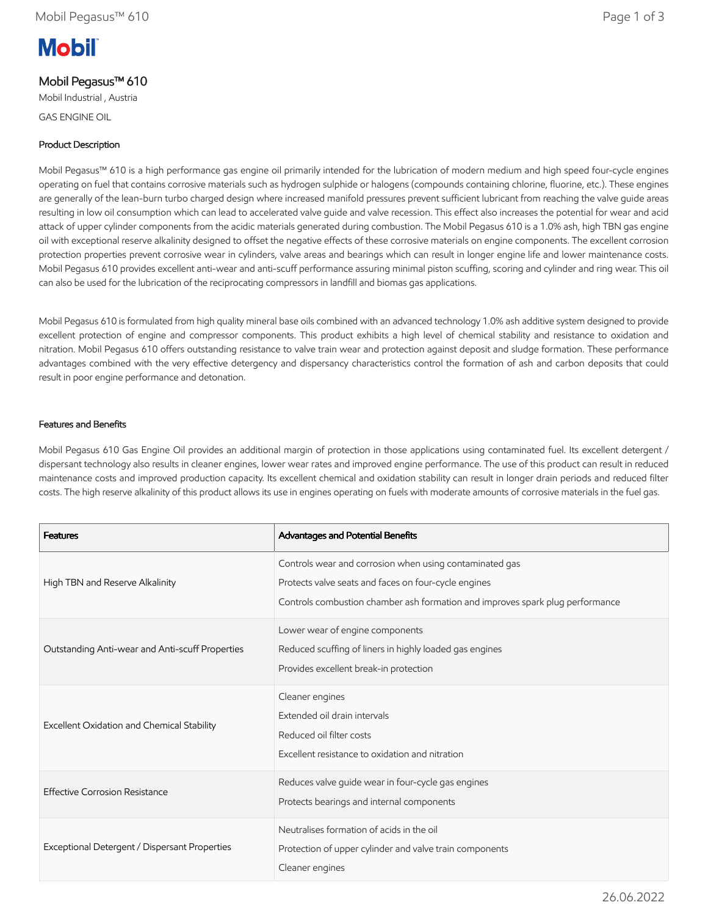# Mobil Pegasus™ 610

Mobil Industrial , Austria

GAS ENGINE OIL

## Product Description

Mobil Pegasus™ 610 is a high performance gas engine oil primarily intended for the lubrication of modern medium and high speed four-cycle engines operating on fuel that contains corrosive materials such as hydrogen sulphide or halogens (compounds containing chlorine, fluorine, etc.). These engines are generally of the lean-burn turbo charged design where increased manifold pressures prevent sufficient lubricant from reaching the valve guide areas resulting in low oil consumption which can lead to accelerated valve guide and valve recession. This effect also increases the potential for wear and acid attack of upper cylinder components from the acidic materials generated during combustion. The Mobil Pegasus 610 is a 1.0% ash, high TBN gas engine oil with exceptional reserve alkalinity designed to offset the negative effects of these corrosive materials on engine components. The excellent corrosion protection properties prevent corrosive wear in cylinders, valve areas and bearings which can result in longer engine life and lower maintenance costs. Mobil Pegasus 610 provides excellent anti-wear and anti-scuff performance assuring minimal piston scuffing, scoring and cylinder and ring wear. This oil can also be used for the lubrication of the reciprocating compressors in landfill and biomas gas applications.

Mobil Pegasus 610 is formulated from high quality mineral base oils combined with an advanced technology 1.0% ash additive system designed to provide excellent protection of engine and compressor components. This product exhibits a high level of chemical stability and resistance to oxidation and nitration. Mobil Pegasus 610 offers outstanding resistance to valve train wear and protection against deposit and sludge formation. These performance advantages combined with the very effective detergency and dispersancy characteristics control the formation of ash and carbon deposits that could result in poor engine performance and detonation.

## Features and Benefits

Mobil Pegasus 610 Gas Engine Oil provides an additional margin of protection in those applications using contaminated fuel. Its excellent detergent / dispersant technology also results in cleaner engines, lower wear rates and improved engine performance. The use of this product can result in reduced maintenance costs and improved production capacity. Its excellent chemical and oxidation stability can result in longer drain periods and reduced filter costs. The high reserve alkalinity of this product allows its use in engines operating on fuels with moderate amounts of corrosive materials in the fuel gas.

| Features | Advantages and Potential Benefits |
| --- | --- |
| High TBN and Reserve Alkalinity | Controls wear and corrosion when using contaminated gas<br>Protects valve seats and faces on four-cycle engines<br>Controls combustion chamber ash formation and improves spark plug performance |
| Outstanding Anti-wear and Anti-scuff Properties | Lower wear of engine components<br>Reduced scuffing of liners in highly loaded gas engines<br>Provides excellent break-in protection |
| Excellent Oxidation and Chemical Stability | Cleaner engines<br>Extended oil drain intervals<br>Reduced oil filter costs<br>Excellent resistance to oxidation and nitration |
| Effective Corrosion Resistance | Reduces valve guide wear in four-cycle gas engines<br>Protects bearings and internal components |
| Exceptional Detergent / Dispersant Properties | Neutralises formation of acids in the oil<br>Protection of upper cylinder and valve train components<br>Cleaner engines |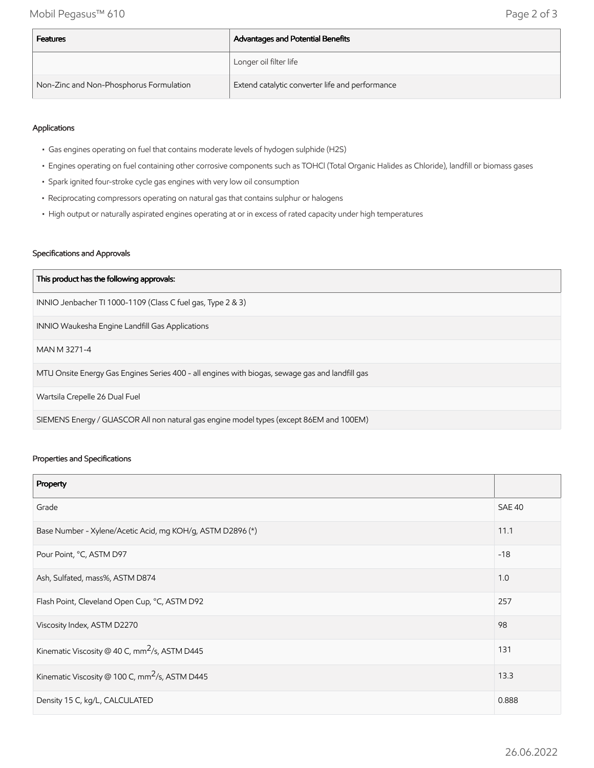| Features | Advantages and Potential Benefits |
| --- | --- |
| | Longer oil filter life |
| Non-Zinc and Non-Phosphorus Formulation | Extend catalytic converter life and performance |

### Applications

- Gas engines operating on fuel that contains moderate levels of hydrogen sulphide (H2S)
- Engines operating on fuel containing other corrosive components such as TOHCl (Total Organic Halides as Chloride), landfill or biomass gases
- Spark ignited four-stroke cycle gas engines with very low oil consumption
- Reciprocating compressors operating on natural gas that contains sulphur or halogens
- High output or naturally aspirated engines operating at or in excess of rated capacity under high temperatures

### Specifications and Approvals

| This product has the following approvals: |
| --- |
| INNIO Jenbacher TI 1000-1109 (Class C fuel gas, Type 2 & 3) |
| INNIO Waukesha Engine Landfill Gas Applications |
| MAN M 3271-4 |
| MTU Onsite Energy Gas Engines Series 400 - all engines with biogas, sewage gas and landfill gas |
| Wartsila Crepelle 26 Dual Fuel |
| SIEMENS Energy / GUASCOR All non natural gas engine model types (except 86EM and 100EM) |

### Properties and Specifications

| Property | |
| --- | --- |
| Grade | SAE 40 |
| Base Number - Xylene/Acetic Acid, mg KOH/g, ASTM D2896 (*) | 11.1 |
| Pour Point, °C, ASTM D97 | -18 |
| Ash, Sulfated, mass%, ASTM D874 | 1.0 |
| Flash Point, Cleveland Open Cup, °C, ASTM D92 | 257 |
| Viscosity Index, ASTM D2270 | 98 |
| Kinematic Viscosity @ 40 C, $mm^2/s$, ASTM D445 | 131 |
| Kinematic Viscosity @ 100 C, $mm^2/s$, ASTM D445 | 13.3 |
| Density 15 C, kg/L, CALCULATED | 0.888 |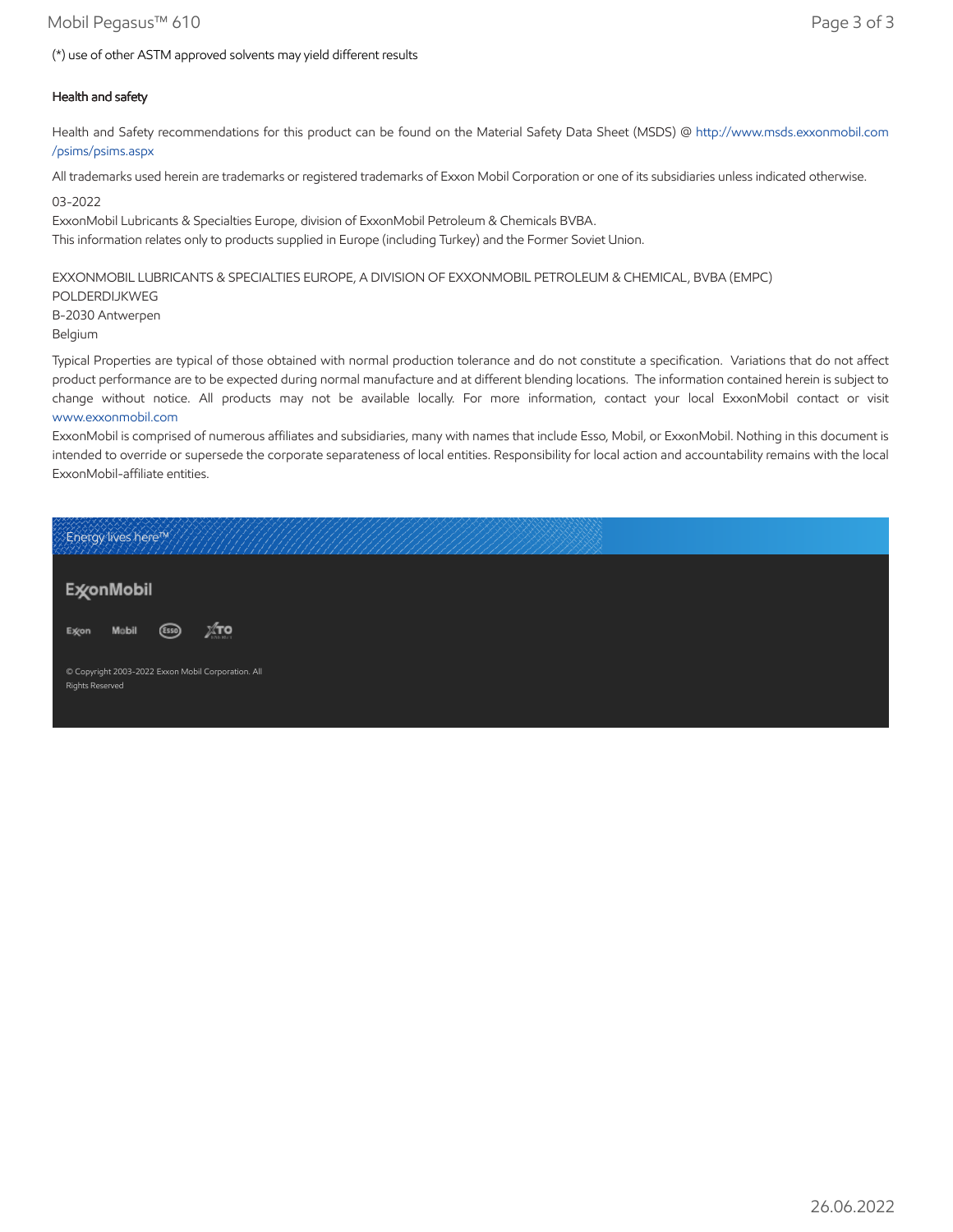(*) use of other ASTM approved solvents may yield different results

### Health and safety

Health and Safety recommendations for this product can be found on the Material Safety Data Sheet (MSDS) @ http://www.msds.exxonmobil.com/psims/psims.aspx

All trademarks used herein are trademarks or registered trademarks of Exxon Mobil Corporation or one of its subsidiaries unless indicated otherwise.

03-2022

ExxonMobil Lubricants & Specialties Europe, division of ExxonMobil Petroleum & Chemicals BVBA.

This information relates only to products supplied in Europe (including Turkey) and the Former Soviet Union.

EXXONMOBIL LUBRICANTS & SPECIALTIES EUROPE, A DIVISION OF EXXONMOBIL PETROLEUM & CHEMICAL, BVBA (EMPC)
POLDERDIJKWEG
B-2030 Antwerpen
Belgium

Typical Properties are typical of those obtained with normal production tolerance and do not constitute a specification. Variations that do not affect product performance are to be expected during normal manufacture and at different blending locations. The information contained herein is subject to change without notice. All products may not be available locally. For more information, contact your local ExxonMobil contact or visit www.exxonmobil.com

ExxonMobil is comprised of numerous affiliates and subsidiaries, many with names that include Esso, Mobil, or ExxonMobil. Nothing in this document is intended to override or supersede the corporate separateness of local entities. Responsibility for local action and accountability remains with the local ExxonMobil-affiliate entities.

Energy lives here™

ExxonMobil

Exxon Mobil Esso XTO

© Copyright 2003-2022 Exxon Mobil Corporation. All Rights Reserved